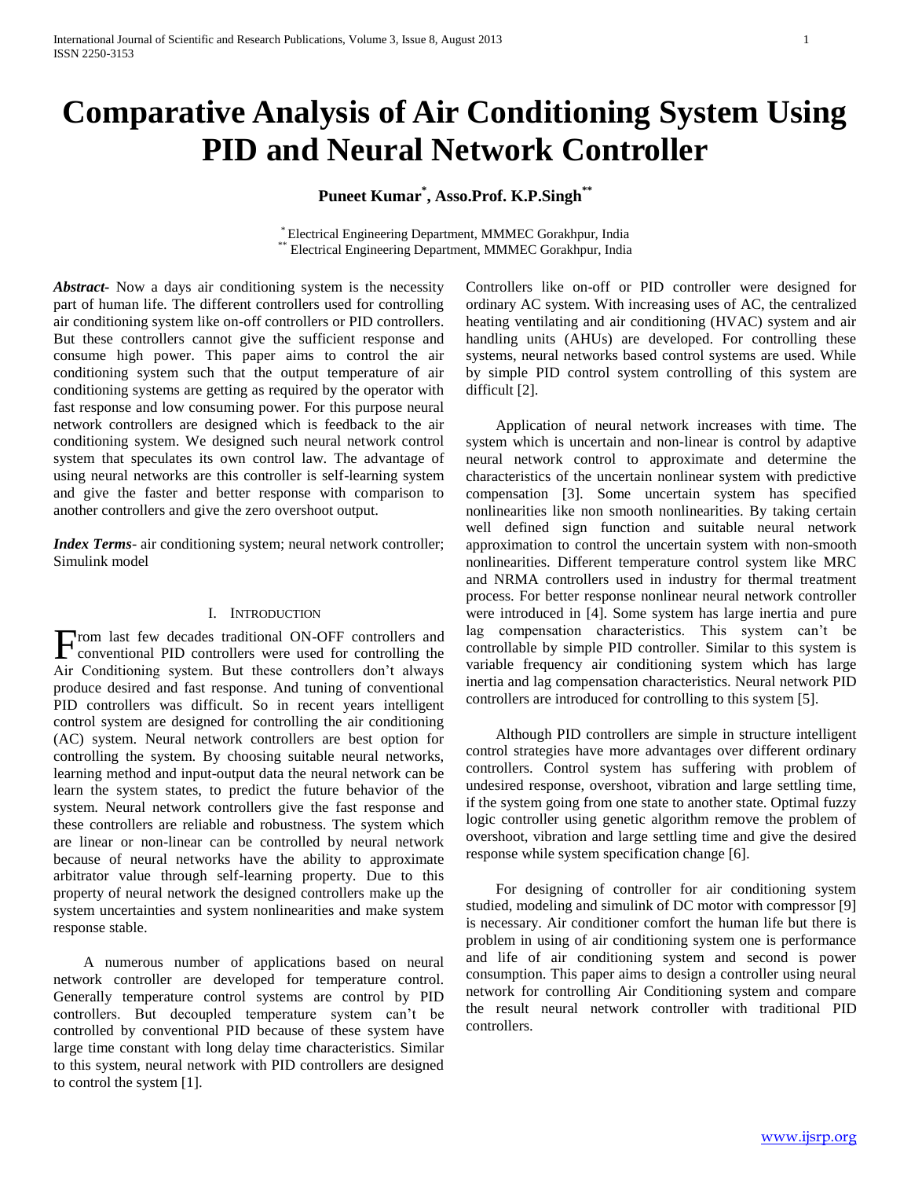# Comparative Analysis of Air Conditioning System Using PID and Neural Network Controller

**Puneet Kumar[*], Asso.Prof. K.P.Singh[**]**

[*] Electrical Engineering Department, MMMEC Gorakhpur, India
[**] Electrical Engineering Department, MMMEC Gorakhpur, India

***Abstract***- Now a days air conditioning system is the necessity part of human life. The different controllers used for controlling air conditioning system like on-off controllers or PID controllers. But these controllers cannot give the sufficient response and consume high power. This paper aims to control the air conditioning system such that the output temperature of air conditioning systems are getting as required by the operator with fast response and low consuming power. For this purpose neural network controllers are designed which is feedback to the air conditioning system. We designed such neural network control system that speculates its own control law. The advantage of using neural networks are this controller is self-learning system and give the faster and better response with comparison to another controllers and give the zero overshoot output.

***Index Terms***- air conditioning system; neural network controller; Simulink model

## I. Introduction

From last few decades traditional ON-OFF controllers and conventional PID controllers were used for controlling the Air Conditioning system. But these controllers don't always produce desired and fast response. And tuning of conventional PID controllers was difficult. So in recent years intelligent control system are designed for controlling the air conditioning (AC) system. Neural network controllers are best option for controlling the system. By choosing suitable neural networks, learning method and input-output data the neural network can be learn the system states, to predict the future behavior of the system. Neural network controllers give the fast response and these controllers are reliable and robustness. The system which are linear or non-linear can be controlled by neural network because of neural networks have the ability to approximate arbitrator value through self-learning property. Due to this property of neural network the designed controllers make up the system uncertainties and system nonlinearities and make system response stable.

A numerous number of applications based on neural network controller are developed for temperature control. Generally temperature control systems are control by PID controllers. But decoupled temperature system can't be controlled by conventional PID because of these system have large time constant with long delay time characteristics. Similar to this system, neural network with PID controllers are designed to control the system [1].

Controllers like on-off or PID controller were designed for ordinary AC system. With increasing uses of AC, the centralized heating ventilating and air conditioning (HVAC) system and air handling units (AHUs) are developed. For controlling these systems, neural networks based control systems are used. While by simple PID control system controlling of this system are difficult [2].

Application of neural network increases with time. The system which is uncertain and non-linear is control by adaptive neural network control to approximate and determine the characteristics of the uncertain nonlinear system with predictive compensation [3]. Some uncertain system has specified nonlinearities like non smooth nonlinearities. By taking certain well defined sign function and suitable neural network approximation to control the uncertain system with non-smooth nonlinearities. Different temperature control system like MRC and NRMA controllers used in industry for thermal treatment process. For better response nonlinear neural network controller were introduced in [4]. Some system has large inertia and pure lag compensation characteristics. This system can't be controllable by simple PID controller. Similar to this system is variable frequency air conditioning system which has large inertia and lag compensation characteristics. Neural network PID controllers are introduced for controlling to this system [5].

Although PID controllers are simple in structure intelligent control strategies have more advantages over different ordinary controllers. Control system has suffering with problem of undesired response, overshoot, vibration and large settling time, if the system going from one state to another state. Optimal fuzzy logic controller using genetic algorithm remove the problem of overshoot, vibration and large settling time and give the desired response while system specification change [6].

For designing of controller for air conditioning system studied, modeling and simulink of DC motor with compressor [9] is necessary. Air conditioner comfort the human life but there is problem in using of air conditioning system one is performance and life of air conditioning system and second is power consumption. This paper aims to design a controller using neural network for controlling Air Conditioning system and compare the result neural network controller with traditional PID controllers.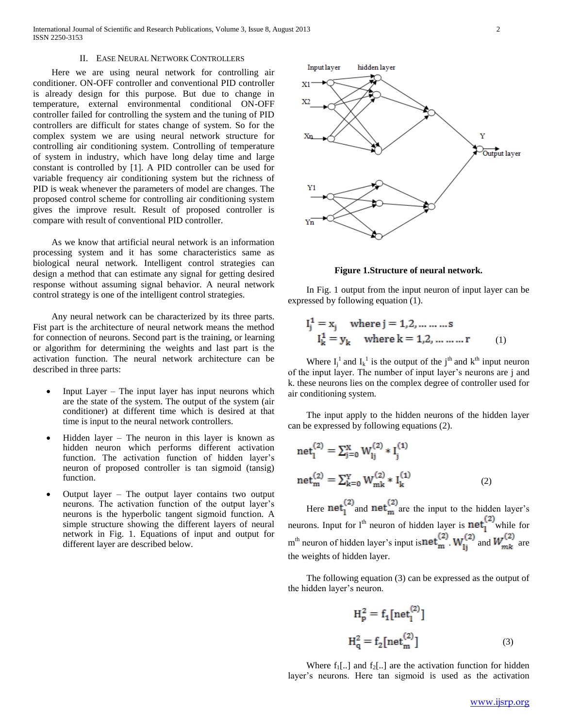## II. Ease Neural Network Controllers

Here we are using neural network for controlling air conditioner. ON-OFF controller and conventional PID controller is already design for this purpose. But due to change in temperature, external environmental conditional ON-OFF controller failed for controlling the system and the tuning of PID controllers are difficult for states change of system. So for the complex system we are using neural network structure for controlling air conditioning system. Controlling of temperature of system in industry, which have long delay time and large constant is controlled by [1]. A PID controller can be used for variable frequency air conditioning system but the richness of PID is weak whenever the parameters of model are changes. The proposed control scheme for controlling air conditioning system gives the improve result. Result of proposed controller is compare with result of conventional PID controller.

As we know that artificial neural network is an information processing system and it has some characteristics same as biological neural network. Intelligent control strategies can design a method that can estimate any signal for getting desired response without assuming signal behavior. A neural network control strategy is one of the intelligent control strategies.

Any neural network can be characterized by its three parts. Fist part is the architecture of neural network means the method for connection of neurons. Second part is the training, or learning or algorithm for determining the weights and last part is the activation function. The neural network architecture can be described in three parts:

- Input Layer – The input layer has input neurons which are the state of the system. The output of the system (air conditioner) at different time which is desired at that time is input to the neural network controllers.
- Hidden layer – The neuron in this layer is known as hidden neuron which performs different activation function. The activation function of hidden layer's neuron of proposed controller is tan sigmoid (tansig) function.
- Output layer – The output layer contains two output neurons. The activation function of the output layer's neurons is the hyperbolic tangent sigmoid function. A simple structure showing the different layers of neural network in Fig. 1. Equations of input and output for different layer are described below.

**Figure 1.Structure of neural network.**

In Fig. 1 output from the input neuron of input layer can be expressed by following equation (1).

$$I_j^1 = x_j \quad \text{where } j = 1,2,\ldots\ldots\ldots s$$
$$I_k^1 = y_k \quad \text{where } k = 1,2,\ldots\ldots\ldots r \qquad (1)$$

Where $I_j^1$ and $I_k^1$ is the output of the $j^{th}$ and $k^{th}$ input neuron of the input layer. The number of input layer's neurons are j and k. these neurons lies on the complex degree of controller used for air conditioning system.

The input apply to the hidden neurons of the hidden layer can be expressed by following equations (2).

$$net_l^{(2)} = \sum_{j=0}^{X} W_{lj}^{(2)} * I_j^{(1)}$$
$$net_m^{(2)} = \sum_{k=0}^{Y} W_{mk}^{(2)} * I_k^{(1)} \qquad (2)$$

Here $net_l^{(2)}$ and $net_m^{(2)}$ are the input to the hidden layer's neurons. Input for $l^{th}$ neuron of hidden layer is $net_l^{(2)}$ while for $m^{th}$ neuron of hidden layer's input is $net_m^{(2)}$. $W_{lj}^{(2)}$ and $W_{mk}^{(2)}$ are the weights of hidden layer.

The following equation (3) can be expressed as the output of the hidden layer's neuron.

$$H_p^2 = f_1[net_l^{(2)}]$$
$$H_q^2 = f_2[net_m^{(2)}] \qquad (3)$$

Where $f_1[..]$ and $f_2[..]$ are the activation function for hidden layer's neurons. Here tan sigmoid is used as the activation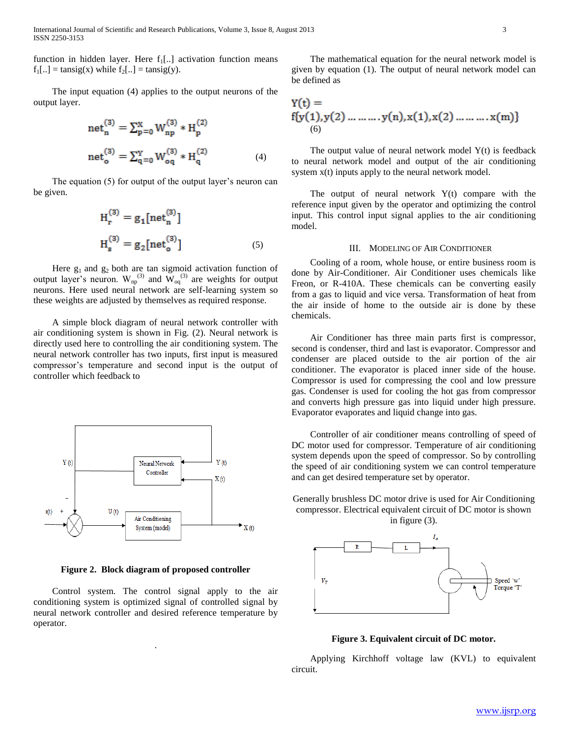function in hidden layer. Here $f_1[..]$ activation function means $f_1[..]$ = tansig(x) while $f_2[..]$ = tansig(y).

The input equation (4) applies to the output neurons of the output layer.

$$net_n^{(3)} = \sum_{p=0}^{X} W_{np}^{(3)} * H_p^{(2)}$$

$$net_o^{(3)} = \sum_{q=0}^{Y} W_{oq}^{(3)} * H_q^{(2)} \quad (4)$$

The equation (5) for output of the output layer's neuron can be given.

$$H_r^{(3)} = g_1[net_n^{(3)}]$$

$$H_s^{(3)} = g_2[net_o^{(3)}] \quad (5)$$

Here $g_1$ and $g_2$ both are tan sigmoid activation function of output layer's neuron. $W_{np}^{(3)}$ and $W_{oq}^{(3)}$ are weights for output neurons. Here used neural network are self-learning system so these weights are adjusted by themselves as required response.

A simple block diagram of neural network controller with air conditioning system is shown in Fig. (2). Neural network is directly used here to controlling the air conditioning system. The neural network controller has two inputs, first input is measured compressor's temperature and second input is the output of controller which feedback to

**Figure 2. Block diagram of proposed controller**

Control system. The control signal apply to the air conditioning system is optimized signal of controlled signal by neural network controller and desired reference temperature by operator.

The mathematical equation for the neural network model is given by equation (1). The output of neural network model can be defined as

$$Y(t) = f\{y(1), y(2) \ldots\ldots\ldots y(n), x(1), x(2) \ldots\ldots\ldots x(m)\} \quad (6)$$

The output value of neural network model Y(t) is feedback to neural network model and output of the air conditioning system x(t) inputs apply to the neural network model.

The output of neural network Y(t) compare with the reference input given by the operator and optimizing the control input. This control input signal applies to the air conditioning model.

## III. Modeling of Air Conditioner

Cooling of a room, whole house, or entire business room is done by Air-Conditioner. Air Conditioner uses chemicals like Freon, or R-410A. These chemicals can be converting easily from a gas to liquid and vice versa. Transformation of heat from the air inside of home to the outside air is done by these chemicals.

Air Conditioner has three main parts first is compressor, second is condenser, third and last is evaporator. Compressor and condenser are placed outside to the air portion of the air conditioner. The evaporator is placed inner side of the house. Compressor is used for compressing the cool and low pressure gas. Condenser is used for cooling the hot gas from compressor and converts high pressure gas into liquid under high pressure. Evaporator evaporates and liquid change into gas.

Controller of air conditioner means controlling of speed of DC motor used for compressor. Temperature of air conditioning system depends upon the speed of compressor. So by controlling the speed of air conditioning system we can control temperature and can get desired temperature set by operator.

Generally brushless DC motor drive is used for Air Conditioning compressor. Electrical equivalent circuit of DC motor is shown in figure (3).

**Figure 3. Equivalent circuit of DC motor.**

Applying Kirchhoff voltage law (KVL) to equivalent circuit.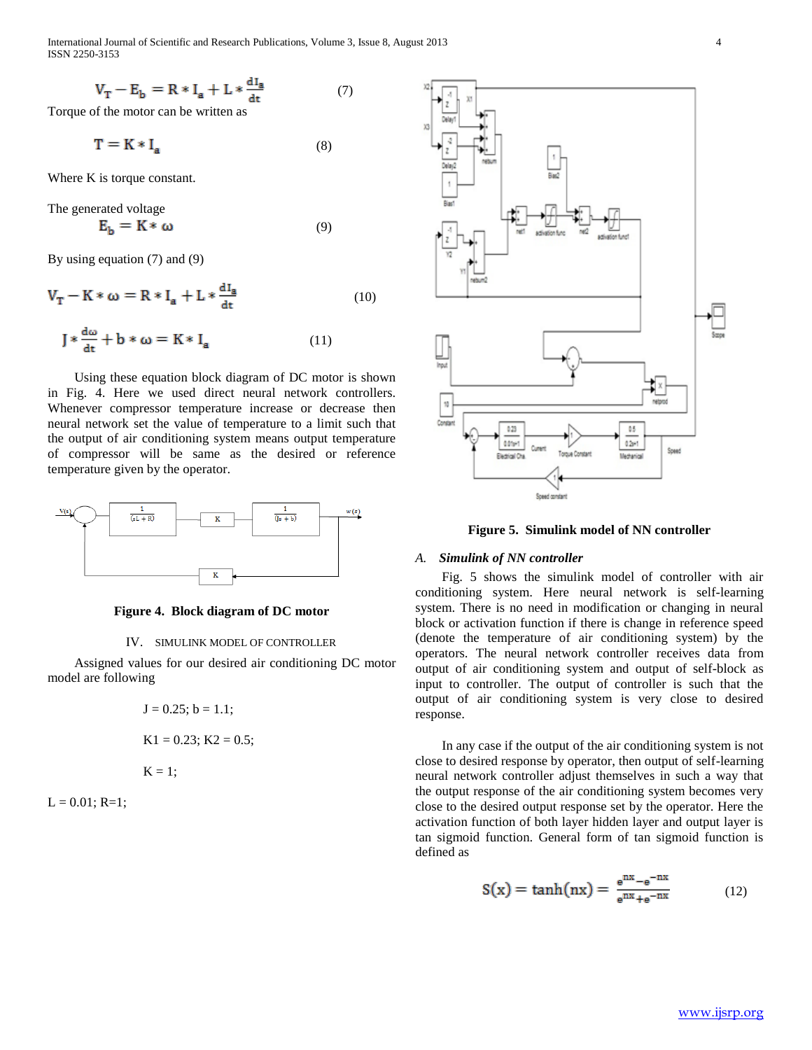$$V_T - E_b = R * I_a + L * \frac{dI_a}{dt} \qquad (7)$$

Torque of the motor can be written as

$$T = K * I_a \qquad (8)$$

Where K is torque constant.

The generated voltage

$$E_b = K * \omega \qquad (9)$$

By using equation (7) and (9)

$$V_T - K * \omega = R * I_a + L * \frac{dI_a}{dt} \qquad (10)$$

$$J * \frac{d\omega}{dt} + b * \omega = K * I_a \qquad (11)$$

Using these equation block diagram of DC motor is shown in Fig. 4. Here we used direct neural network controllers. Whenever compressor temperature increase or decrease then neural network set the value of temperature to a limit such that the output of air conditioning system means output temperature of compressor will be same as the desired or reference temperature given by the operator.

**Figure 4. Block diagram of DC motor**

## IV. SIMULINK MODEL OF CONTROLLER

Assigned values for our desired air conditioning DC motor model are following

J = 0.25; b = 1.1;

K1 = 0.23; K2 = 0.5;

K = 1;

L = 0.01; R=1;

**Figure 5. Simulink model of NN controller**

### *A. Simulink of NN controller*

Fig. 5 shows the simulink model of controller with air conditioning system. Here neural network is self-learning system. There is no need in modification or changing in neural block or activation function if there is change in reference speed (denote the temperature of air conditioning system) by the operators. The neural network controller receives data from output of air conditioning system and output of self-block as input to controller. The output of controller is such that the output of air conditioning system is very close to desired response.

In any case if the output of the air conditioning system is not close to desired response by operator, then output of self-learning neural network controller adjust themselves in such a way that the output response of the air conditioning system becomes very close to the desired output response set by the operator. Here the activation function of both layer hidden layer and output layer is tan sigmoid function. General form of tan sigmoid function is defined as

$$S(x) = \tanh(nx) = \frac{e^{nx} - e^{-nx}}{e^{nx} + e^{-nx}} \qquad (12)$$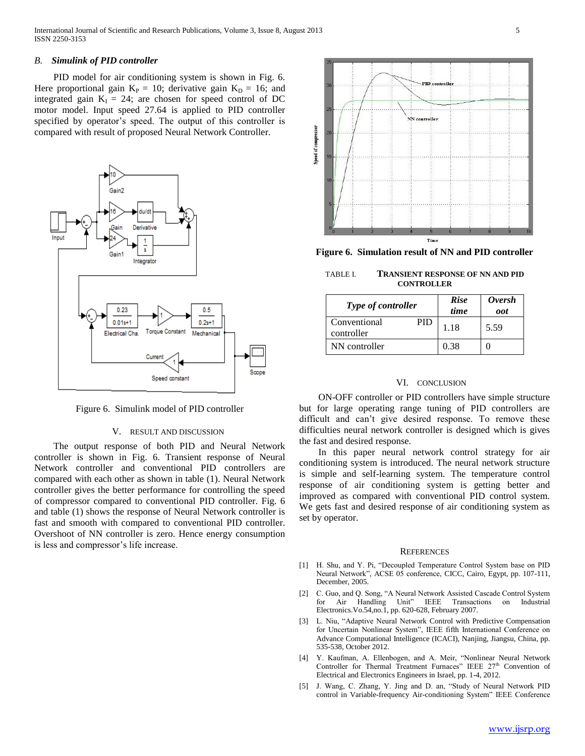### B. *Simulink of PID controller*

PID model for air conditioning system is shown in Fig. 6. Here proportional gain $K_P$ = 10; derivative gain $K_D$ = 16; and integrated gain $K_I$ = 24; are chosen for speed control of DC motor model. Input speed 27.64 is applied to PID controller specified by operator's speed. The output of this controller is compared with result of proposed Neural Network Controller.

Figure 6. Simulink model of PID controller

## V. RESULT AND DISCUSSION

The output response of both PID and Neural Network controller is shown in Fig. 6. Transient response of Neural Network controller and conventional PID controllers are compared with each other as shown in table (1). Neural Network controller gives the better performance for controlling the speed of compressor compared to conventional PID controller. Fig. 6 and table (1) shows the response of Neural Network controller is fast and smooth with compared to conventional PID controller. Overshoot of NN controller is zero. Hence energy consumption is less and compressor's life increase.

**Figure 6. Simulation result of NN and PID controller**

TABLE I. **TRANSIENT RESPONSE OF NN AND PID CONTROLLER**

| *Type of controller* | *Rise time* | *Overshoot* |
|---|---|---|
| Conventional PID controller | 1.18 | 5.59 |
| NN controller | 0.38 | 0 |

## VI. CONCLUSION

ON-OFF controller or PID controllers have simple structure but for large operating range tuning of PID controllers are difficult and can't give desired response. To remove these difficulties neural network controller is designed which is gives the fast and desired response.

In this paper neural network control strategy for air conditioning system is introduced. The neural network structure is simple and self-learning system. The temperature control response of air conditioning system is getting better and improved as compared with conventional PID control system. We gets fast and desired response of air conditioning system as set by operator.

## REFERENCES

[1] H. Shu, and Y. Pi, "Decoupled Temperature Control System base on PID Neural Network", ACSE 05 conference, CICC, Cairo, Egypt, pp. 107-111, December, 2005.

[2] C. Guo, and Q. Song, "A Neural Network Assisted Cascade Control System for Air Handling Unit" IEEE Transactions on Industrial Electronics.Vo.54,no.1, pp. 620-628, February 2007.

[3] L. Niu, "Adaptive Neural Network Control with Predictive Compensation for Uncertain Nonlinear System", IEEE fifth International Conference on Advance Computational Intelligence (ICACI), Nanjing, Jiangsu, China, pp. 535-538, October 2012.

[4] Y. Kaufman, A. Ellenbogen, and A. Meir, "Nonlinear Neural Network Controller for Thermal Treatment Furnaces" IEEE 27th Convention of Electrical and Electronics Engineers in Israel, pp. 1-4, 2012.

[5] J. Wang, C. Zhang, Y. Jing and D. an, "Study of Neural Network PID control in Variable-frequency Air-conditioning System" IEEE Conference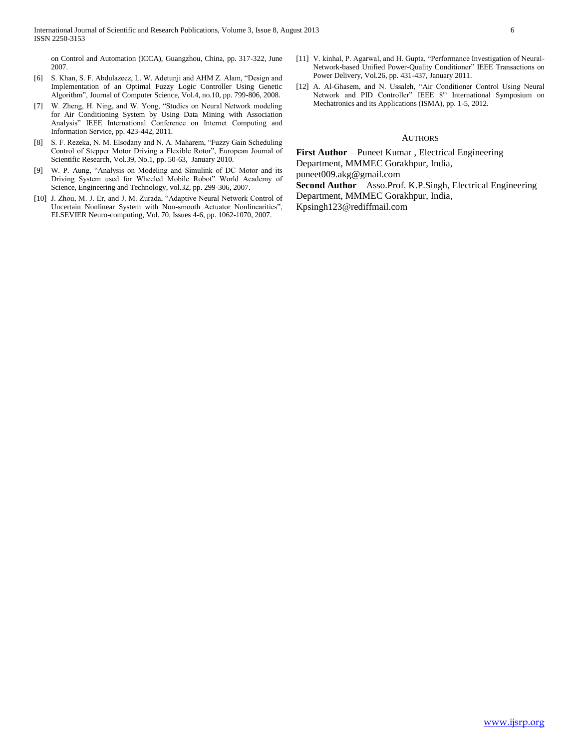on Control and Automation (ICCA), Guangzhou, China, pp. 317-322, June 2007.

[6] S. Khan, S. F. Abdulazeez, L. W. Adetunji and AHM Z. Alam, "Design and Implementation of an Optimal Fuzzy Logic Controller Using Genetic Algorithm", Journal of Computer Science, Vol.4, no.10, pp. 799-806, 2008.

[7] W. Zheng, H. Ning, and W. Yong, "Studies on Neural Network modeling for Air Conditioning System by Using Data Mining with Association Analysis" IEEE International Conference on Internet Computing and Information Service, pp. 423-442, 2011.

[8] S. F. Rezeka, N. M. Elsodany and N. A. Maharem, "Fuzzy Gain Scheduling Control of Stepper Motor Driving a Flexible Rotor", European Journal of Scientific Research, Vol.39, No.1, pp. 50-63, January 2010.

[9] W. P. Aung, "Analysis on Modeling and Simulink of DC Motor and its Driving System used for Wheeled Mobile Robot" World Academy of Science, Engineering and Technology, vol.32, pp. 299-306, 2007.

[10] J. Zhou, M. J. Er, and J. M. Zurada, "Adaptive Neural Network Control of Uncertain Nonlinear System with Non-smooth Actuator Nonlinearities", ELSEVIER Neuro-computing, Vol. 70, Issues 4-6, pp. 1062-1070, 2007.

[11] V. kinhal, P. Agarwal, and H. Gupta, "Performance Investigation of Neural-Network-based Unified Power-Quality Conditioner" IEEE Transactions on Power Delivery, Vol.26, pp. 431-437, January 2011.

[12] A. Al-Ghasem, and N. Ussaleh, "Air Conditioner Control Using Neural Network and PID Controller" IEEE 8th International Symposium on Mechatronics and its Applications (ISMA), pp. 1-5, 2012.

## AUTHORS

**First Author** – Puneet Kumar , Electrical Engineering Department, MMMEC Gorakhpur, India, puneet009.akg@gmail.com

**Second Author** – Asso.Prof. K.P.Singh, Electrical Engineering Department, MMMEC Gorakhpur, India, Kpsingh123@rediffmail.com